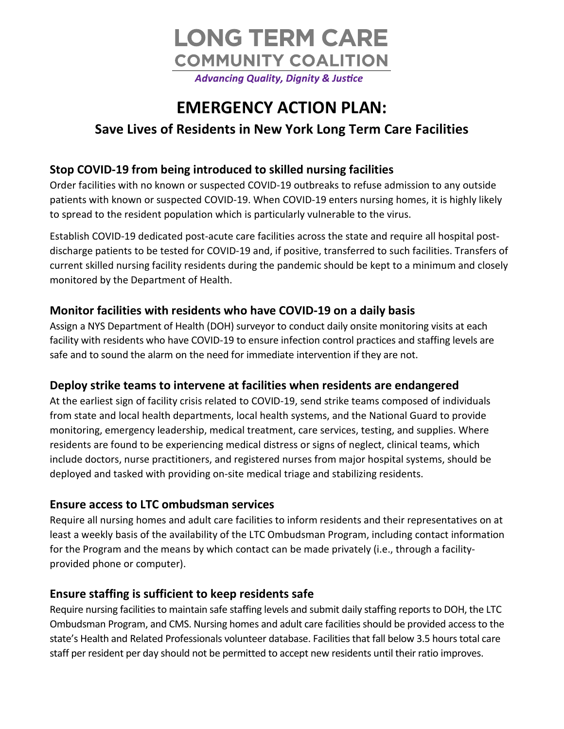# LONG TERM CARE COMMUNITY COALITION

*Advancing Quality, Dignity & Justice*

# EMERGENCY ACTION PLAN:

## Save Lives of Residents in New York Long Term Care Facilities

### Stop COVID-19 from being introduced to skilled nursing facilities

Order facilities with no known or suspected COVID-19 outbreaks to refuse admission to any outside patients with known or suspected COVID-19. When COVID-19 enters nursing homes, it is highly likely to spread to the resident population which is particularly vulnerable to the virus.

Establish COVID-19 dedicated post-acute care facilities across the state and require all hospital post-discharge patients to be tested for COVID-19 and, if positive, transferred to such facilities. Transfers of current skilled nursing facility residents during the pandemic should be kept to a minimum and closely monitored by the Department of Health.

### Monitor facilities with residents who have COVID-19 on a daily basis

Assign a NYS Department of Health (DOH) surveyor to conduct daily onsite monitoring visits at each facility with residents who have COVID-19 to ensure infection control practices and staffing levels are safe and to sound the alarm on the need for immediate intervention if they are not.

### Deploy strike teams to intervene at facilities when residents are endangered

At the earliest sign of facility crisis related to COVID-19, send strike teams composed of individuals from state and local health departments, local health systems, and the National Guard to provide monitoring, emergency leadership, medical treatment, care services, testing, and supplies. Where residents are found to be experiencing medical distress or signs of neglect, clinical teams, which include doctors, nurse practitioners, and registered nurses from major hospital systems, should be deployed and tasked with providing on-site medical triage and stabilizing residents.

### Ensure access to LTC ombudsman services

Require all nursing homes and adult care facilities to inform residents and their representatives on at least a weekly basis of the availability of the LTC Ombudsman Program, including contact information for the Program and the means by which contact can be made privately (i.e., through a facility-provided phone or computer).

### Ensure staffing is sufficient to keep residents safe

Require nursing facilities to maintain safe staffing levels and submit daily staffing reports to DOH, the LTC Ombudsman Program, and CMS. Nursing homes and adult care facilities should be provided access to the state's Health and Related Professionals volunteer database. Facilities that fall below 3.5 hours total care staff per resident per day should not be permitted to accept new residents until their ratio improves.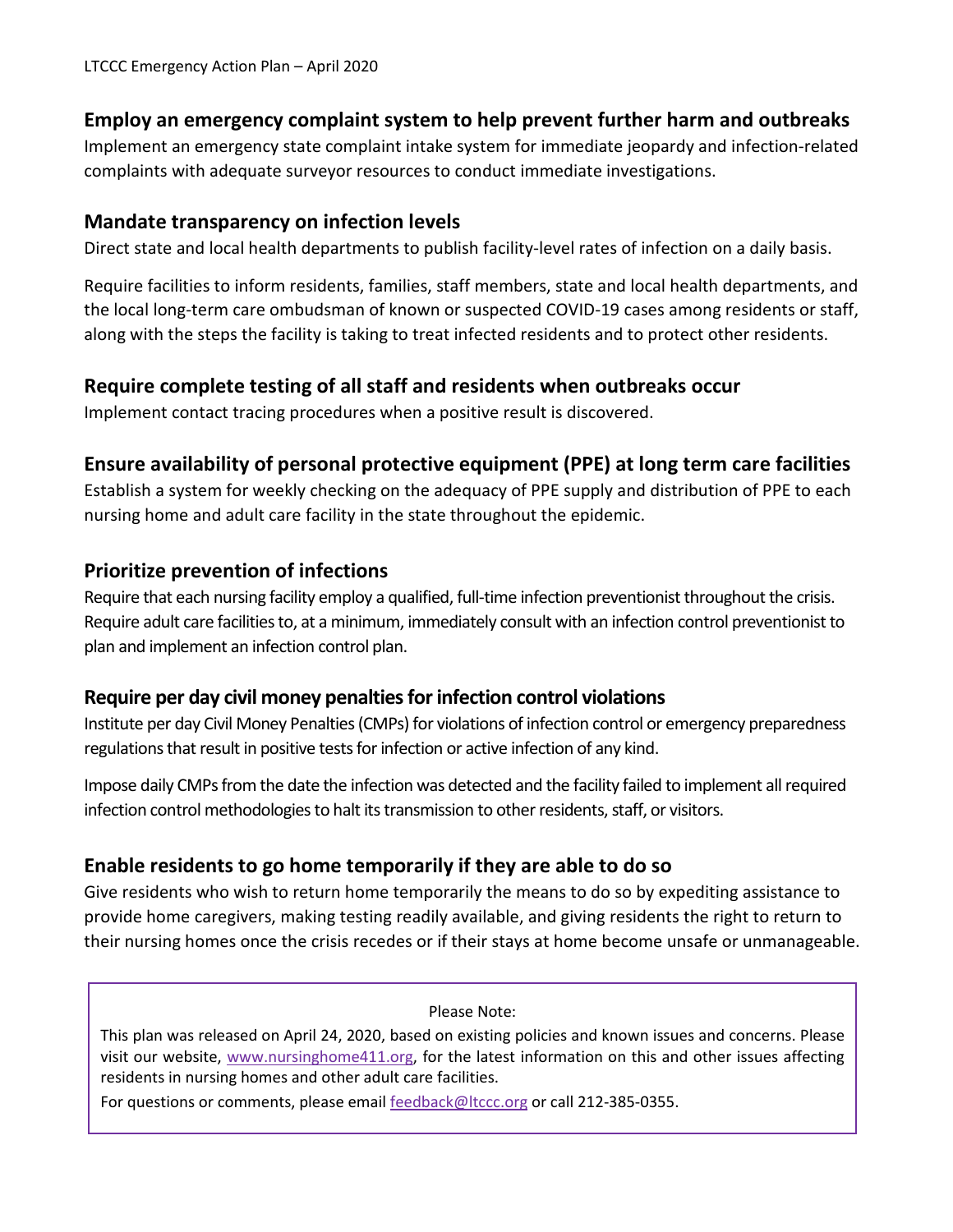## Employ an emergency complaint system to help prevent further harm and outbreaks

Implement an emergency state complaint intake system for immediate jeopardy and infection-related complaints with adequate surveyor resources to conduct immediate investigations.

## Mandate transparency on infection levels

Direct state and local health departments to publish facility-level rates of infection on a daily basis.

Require facilities to inform residents, families, staff members, state and local health departments, and the local long-term care ombudsman of known or suspected COVID-19 cases among residents or staff, along with the steps the facility is taking to treat infected residents and to protect other residents.

## Require complete testing of all staff and residents when outbreaks occur

Implement contact tracing procedures when a positive result is discovered.

## Ensure availability of personal protective equipment (PPE) at long term care facilities

Establish a system for weekly checking on the adequacy of PPE supply and distribution of PPE to each nursing home and adult care facility in the state throughout the epidemic.

## Prioritize prevention of infections

Require that each nursing facility employ a qualified, full-time infection preventionist throughout the crisis. Require adult care facilities to, at a minimum, immediately consult with an infection control preventionist to plan and implement an infection control plan.

## Require per day civil money penalties for infection control violations

Institute per day Civil Money Penalties (CMPs) for violations of infection control or emergency preparedness regulations that result in positive tests for infection or active infection of any kind.

Impose daily CMPs from the date the infection was detected and the facility failed to implement all required infection control methodologies to halt its transmission to other residents, staff, or visitors.

## Enable residents to go home temporarily if they are able to do so

Give residents who wish to return home temporarily the means to do so by expediting assistance to provide home caregivers, making testing readily available, and giving residents the right to return to their nursing homes once the crisis recedes or if their stays at home become unsafe or unmanageable.

---

Please Note:

This plan was released on April 24, 2020, based on existing policies and known issues and concerns. Please visit our website, [www.nursinghome411.org](http://www.nursinghome411.org), for the latest information on this and other issues affecting residents in nursing homes and other adult care facilities.

For questions or comments, please email [feedback@ltccc.org](mailto:feedback@ltccc.org) or call 212-385-0355.